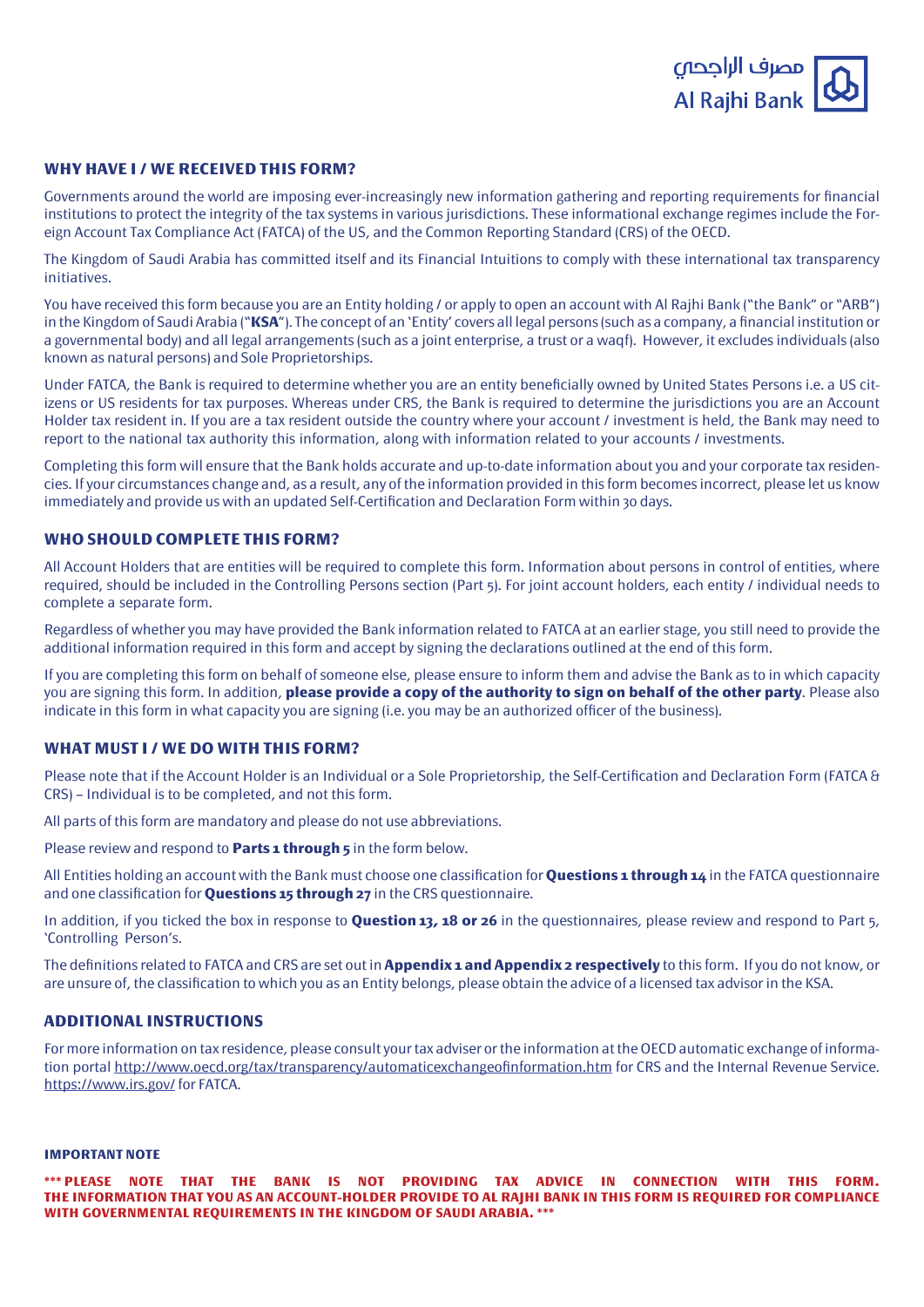## WHY HAVE I / WE RECEIVED THIS FORM?

Governments around the world are imposing ever-increasingly new information gathering and reporting requirements for financial institutions to protect the integrity of the tax systems in various jurisdictions. These informational exchange regimes include the Foreign Account Tax Compliance Act (FATCA) of the US, and the Common Reporting Standard (CRS) of the OECD.

The Kingdom of Saudi Arabia has committed itself and its Financial Intuitions to comply with these international tax transparency initiatives.

You have received this form because you are an Entity holding / or apply to open an account with Al Rajhi Bank ("the Bank" or "ARB") in the Kingdom of Saudi Arabia ("**KSA**"). The concept of an 'Entity' covers all legal persons (such as a company, a financial institution or a governmental body) and all legal arrangements (such as a joint enterprise, a trust or a waqf). However, it excludes individuals (also known as natural persons) and Sole Proprietorships.

Under FATCA, the Bank is required to determine whether you are an entity beneficially owned by United States Persons i.e. a US citizens or US residents for tax purposes. Whereas under CRS, the Bank is required to determine the jurisdictions you are an Account Holder tax resident in. If you are a tax resident outside the country where your account / investment is held, the Bank may need to report to the national tax authority this information, along with information related to your accounts / investments.

Completing this form will ensure that the Bank holds accurate and up-to-date information about you and your corporate tax residencies. If your circumstances change and, as a result, any of the information provided in this form becomes incorrect, please let us know immediately and provide us with an updated Self-Certification and Declaration Form within 30 days.

## WHO SHOULD COMPLETE THIS FORM?

All Account Holders that are entities will be required to complete this form. Information about persons in control of entities, where required, should be included in the Controlling Persons section (Part 5). For joint account holders, each entity / individual needs to complete a separate form.

Regardless of whether you may have provided the Bank information related to FATCA at an earlier stage, you still need to provide the additional information required in this form and accept by signing the declarations outlined at the end of this form.

If you are completing this form on behalf of someone else, please ensure to inform them and advise the Bank as to in which capacity you are signing this form. In addition, **please provide a copy of the authority to sign on behalf of the other party**. Please also indicate in this form in what capacity you are signing (i.e. you may be an authorized officer of the business).

## WHAT MUST I / WE DO WITH THIS FORM?

Please note that if the Account Holder is an Individual or a Sole Proprietorship, the Self-Certification and Declaration Form (FATCA & CRS) – Individual is to be completed, and not this form.

All parts of this form are mandatory and please do not use abbreviations.

Please review and respond to **Parts 1 through 5** in the form below.

All Entities holding an account with the Bank must choose one classification for **Questions 1 through 14** in the FATCA questionnaire and one classification for **Questions 15 through 27** in the CRS questionnaire.

In addition, if you ticked the box in response to **Question 13, 18 or 26** in the questionnaires, please review and respond to Part 5, 'Controlling Person's.

The definitions related to FATCA and CRS are set out in **Appendix 1 and Appendix 2 respectively** to this form. If you do not know, or are unsure of, the classification to which you as an Entity belongs, please obtain the advice of a licensed tax advisor in the KSA.

## ADDITIONAL INSTRUCTIONS

For more information on tax residence, please consult your tax adviser or the information at the OECD automatic exchange of information portal http://www.oecd.org/tax/transparency/automaticexchangeofinformation.htm for CRS and the Internal Revenue Service. https://www.irs.gov/ for FATCA.

**IMPORTANT NOTE**

**\*\*\* PLEASE NOTE THAT THE BANK IS NOT PROVIDING TAX ADVICE IN CONNECTION WITH THIS FORM. THE INFORMATION THAT YOU AS AN ACCOUNT-HOLDER PROVIDE TO AL RAJHI BANK IN THIS FORM IS REQUIRED FOR COMPLIANCE WITH GOVERNMENTAL REQUIREMENTS IN THE KINGDOM OF SAUDI ARABIA. \*\*\***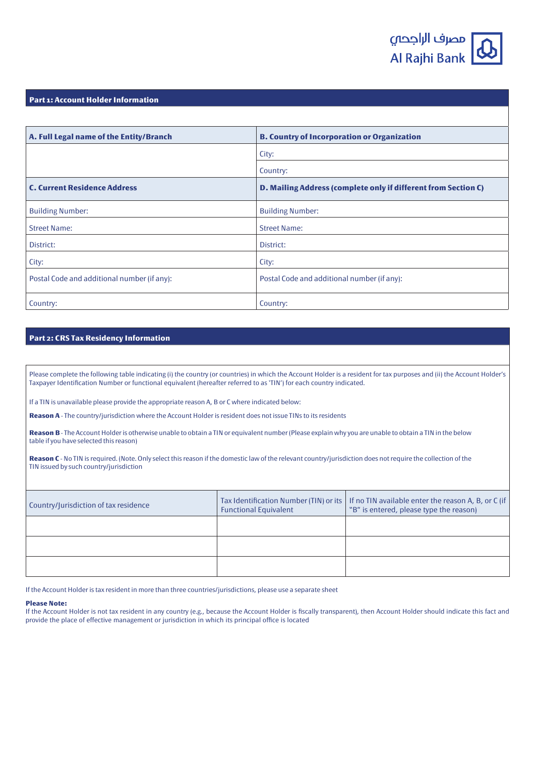مصرف الراجحي
Al Rajhi Bank

## Part 1: Account Holder Information

| A. Full Legal name of the Entity/Branch | B. Country of Incorporation or Organization |
|---|---|
| | City: |
| | Country: |
| **C. Current Residence Address** | **D. Mailing Address (complete only if different from Section C)** |
| Building Number: | Building Number: |
| Street Name: | Street Name: |
| District: | District: |
| City: | City: |
| Postal Code and additional number (if any): | Postal Code and additional number (if any): |
| Country: | Country: |

## Part 2: CRS Tax Residency Information

Please complete the following table indicating (i) the country (or countries) in which the Account Holder is a resident for tax purposes and (ii) the Account Holder's Taxpayer Identification Number or functional equivalent (hereafter referred to as 'TIN') for each country indicated.

If a TIN is unavailable please provide the appropriate reason A, B or C where indicated below:

**Reason A** - The country/jurisdiction where the Account Holder is resident does not issue TINs to its residents

**Reason B** - The Account Holder is otherwise unable to obtain a TIN or equivalent number (Please explain why you are unable to obtain a TIN in the below table if you have selected this reason)

**Reason C** - No TIN is required. (Note. Only select this reason if the domestic law of the relevant country/jurisdiction does not require the collection of the TIN issued by such country/jurisdiction

| Country/Jurisdiction of tax residence | Tax Identification Number (TIN) or its Functional Equivalent | If no TIN available enter the reason A, B, or C (if "B" is entered, please type the reason) |
|---|---|---|
| | | |
| | | |
| | | |

If the Account Holder is tax resident in more than three countries/jurisdictions, please use a separate sheet

**Please Note:**
If the Account Holder is not tax resident in any country (e.g., because the Account Holder is fiscally transparent), then Account Holder should indicate this fact and provide the place of effective management or jurisdiction in which its principal office is located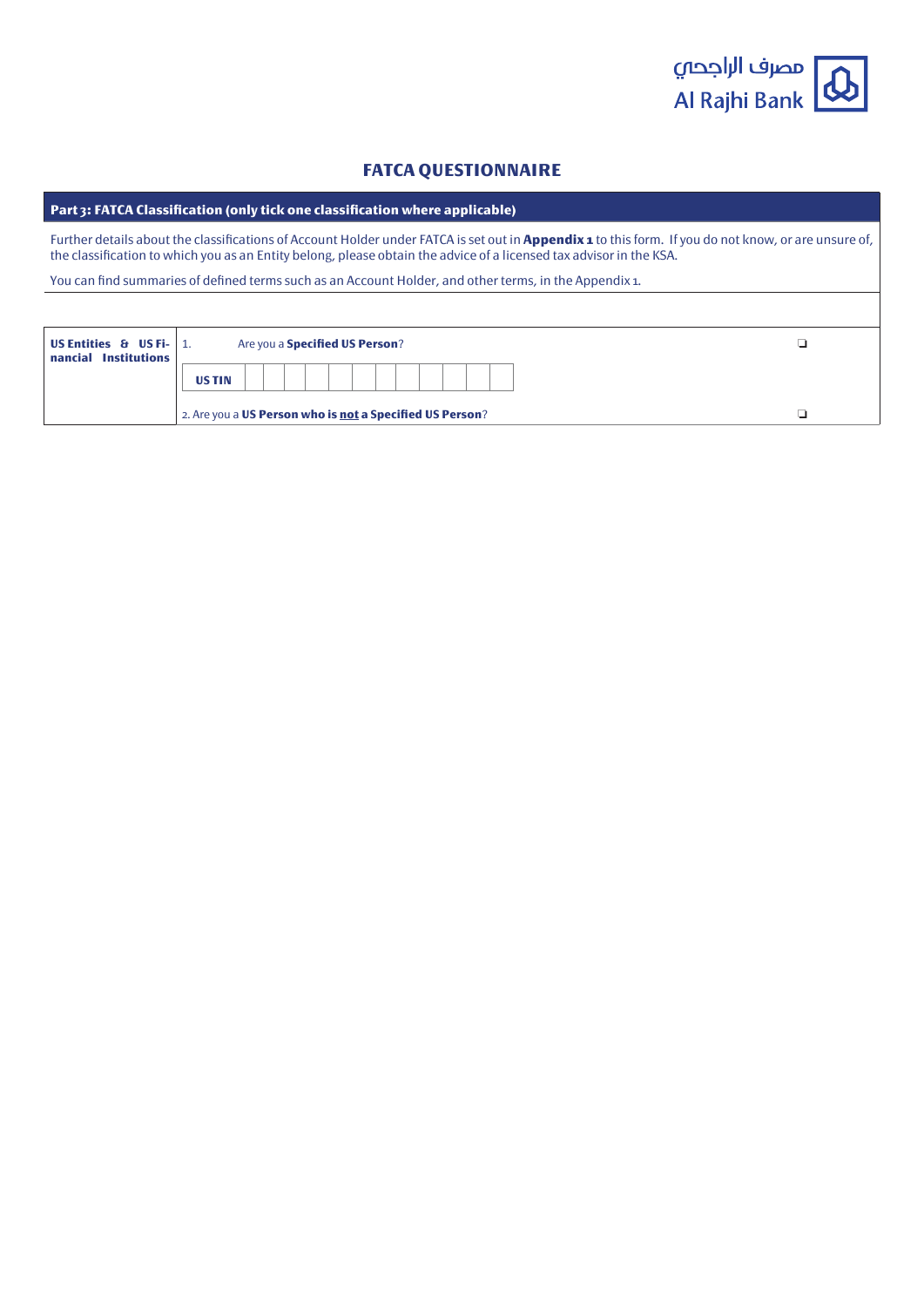# FATCA QUESTIONNAIRE

## Part 3: FATCA Classification (only tick one classification where applicable)

Further details about the classifications of Account Holder under FATCA is set out in **Appendix 1** to this form. If you do not know, or are unsure of, the classification to which you as an Entity belong, please obtain the advice of a licensed tax advisor in the KSA.

You can find summaries of defined terms such as an Account Holder, and other terms, in the Appendix 1.

| | | |
|---|---|---|
| **US Entities & US Financial Institutions** | 1. Are you a **Specified US Person**? | ❑ |
| | **US TIN** | |
| | 2. Are you a **US Person who is <u>not</u> a Specified US Person**? | ❑ |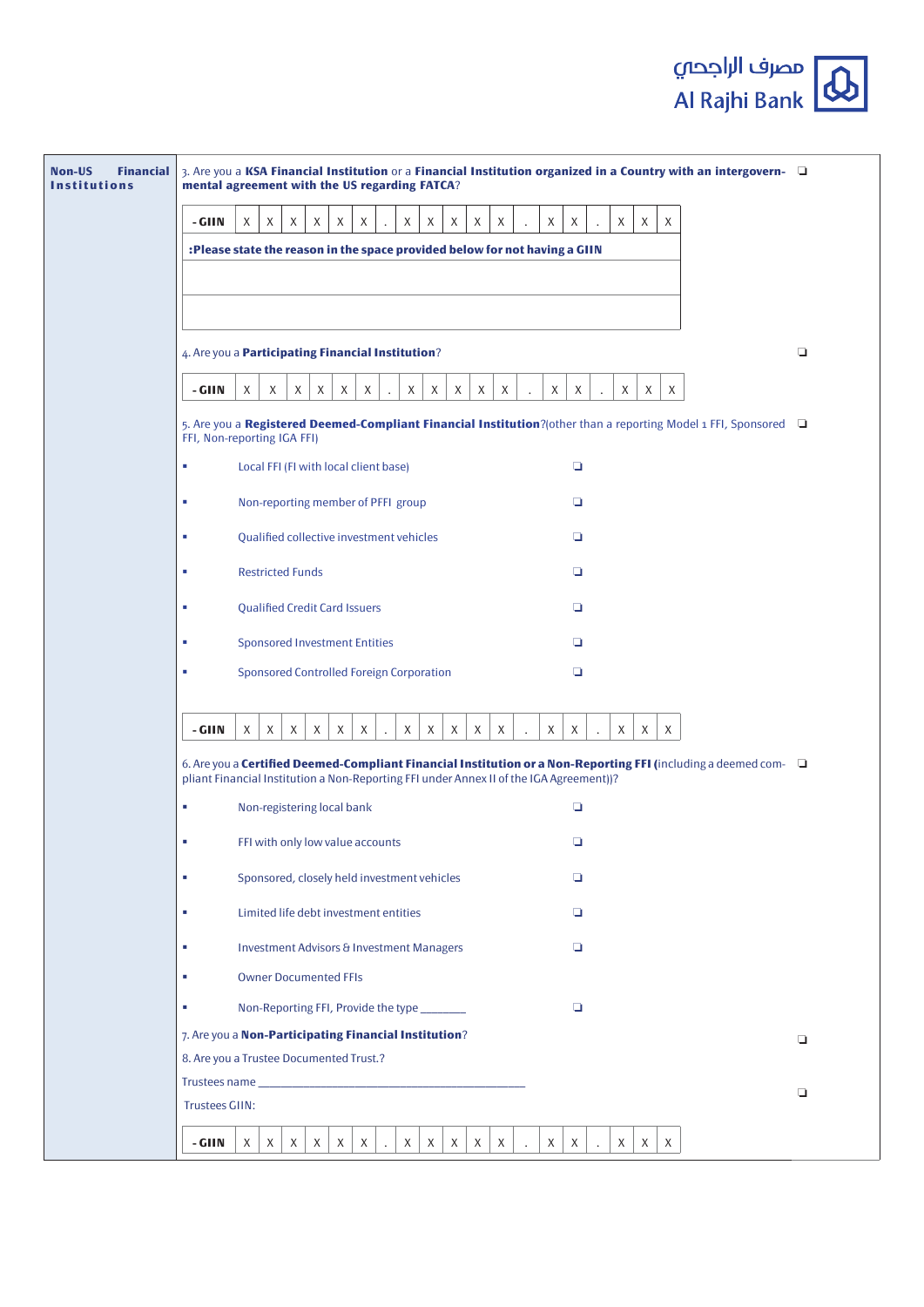مصرف الراجحي
Al Rajhi Bank

**Non-US Financial Institutions**

3. Are you a **KSA Financial Institution** or a **Financial Institution organized in a Country with an intergovernmental agreement with the US regarding FATCA**? ❑

| - GIIN | X | X | X | X | X | X | . | X | X | X | X | X | . | X | X | . | X | X | X |
|---|---|---|---|---|---|---|---|---|---|---|---|---|---|---|---|---|---|---|---|

**:Please state the reason in the space provided below for not having a GIIN**

4. Are you a **Participating Financial Institution**? ❑

| - GIIN | X | X | X | X | X | X | . | X | X | X | X | X | . | X | X | . | X | X | X |
|---|---|---|---|---|---|---|---|---|---|---|---|---|---|---|---|---|---|---|---|

5. Are you a **Registered Deemed-Compliant Financial Institution**?(other than a reporting Model 1 FFI, Sponsored FFI, Non-reporting IGA FFI) ❑

- Local FFI (FI with local client base) ❑
- Non-reporting member of PFFI group ❑
- Qualified collective investment vehicles ❑
- Restricted Funds ❑
- Qualified Credit Card Issuers ❑
- Sponsored Investment Entities ❑
- Sponsored Controlled Foreign Corporation ❑

| - GIIN | X | X | X | X | X | X | . | X | X | X | X | X | . | X | X | . | X | X | X |
|---|---|---|---|---|---|---|---|---|---|---|---|---|---|---|---|---|---|---|---|

6. Are you a **Certified Deemed-Compliant Financial Institution or a Non-Reporting FFI (**including a deemed compliant Financial Institution a Non-Reporting FFI under Annex II of the IGA Agreement))? ❑

- Non-registering local bank ❑
- FFI with only low value accounts ❑
- Sponsored, closely held investment vehicles ❑
- Limited life debt investment entities ❑
- Investment Advisors & Investment Managers ❑
- Owner Documented FFIs
- Non-Reporting FFI, Provide the type _______ ❑

7. Are you a **Non-Participating Financial Institution**? ❑

8. Are you a Trustee Documented Trust.? ❑

Trustees name _____________________________________________

Trustees GIIN:

| - GIIN | X | X | X | X | X | X | . | X | X | X | X | X | . | X | X | . | X | X | X |
|---|---|---|---|---|---|---|---|---|---|---|---|---|---|---|---|---|---|---|---|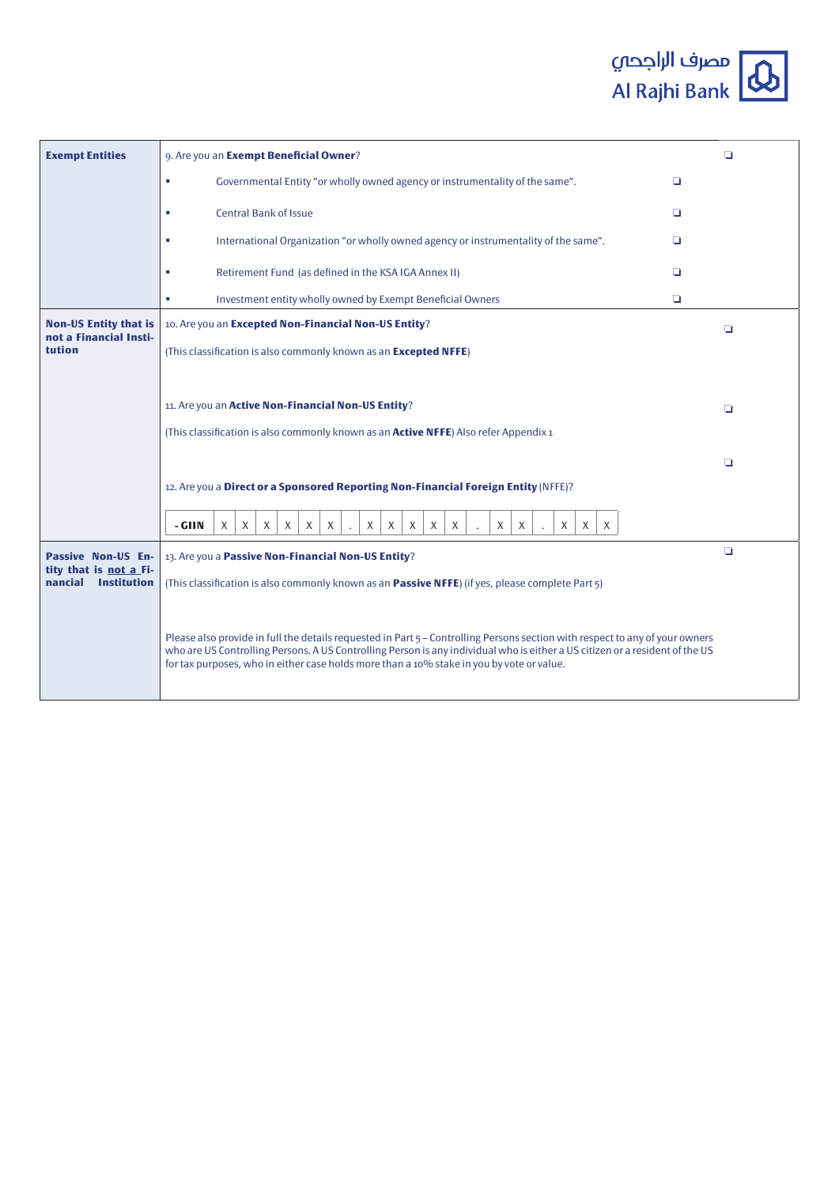| | | |
|---|---|---|
| **Exempt Entities** | 9. Are you an **Exempt Beneficial Owner**? | ❑ |
| | ▪ Governmental Entity "or wholly owned agency or instrumentality of the same". ❑ | |
| | ▪ Central Bank of Issue ❑ | |
| | ▪ International Organization "or wholly owned agency or instrumentality of the same". ❑ | |
| | ▪ Retirement Fund (as defined in the KSA IGA Annex II) ❑ | |
| | ▪ Investment entity wholly owned by Exempt Beneficial Owners ❑ | |
| **Non-US Entity that is not a Financial Institution** | 10. Are you an **Excepted Non-Financial Non-US Entity**?<br>(This classification is also commonly known as an **Excepted NFFE**) | ❑ |
| | 11. Are you an **Active Non-Financial Non-US Entity**?<br>(This classification is also commonly known as an **Active NFFE**) Also refer Appendix 1 | ❑ |
| | 12. Are you a **Direct or a Sponsored Reporting Non-Financial Foreign Entity** (NFFE)?<br>**- GIIN** X X X X X X . X X X X X . X X . X X X | ❑ |
| **Passive Non-US Entity that is not a Financial Institution** | 13. Are you a **Passive Non-Financial Non-US Entity**?<br>(This classification is also commonly known as an **Passive NFFE**) (if yes, please complete Part 5)<br><br>Please also provide in full the details requested in Part 5 – Controlling Persons section with respect to any of your owners who are US Controlling Persons. A US Controlling Person is any individual who is either a US citizen or a resident of the US for tax purposes, who in either case holds more than a 10% stake in you by vote or value. | ❑ |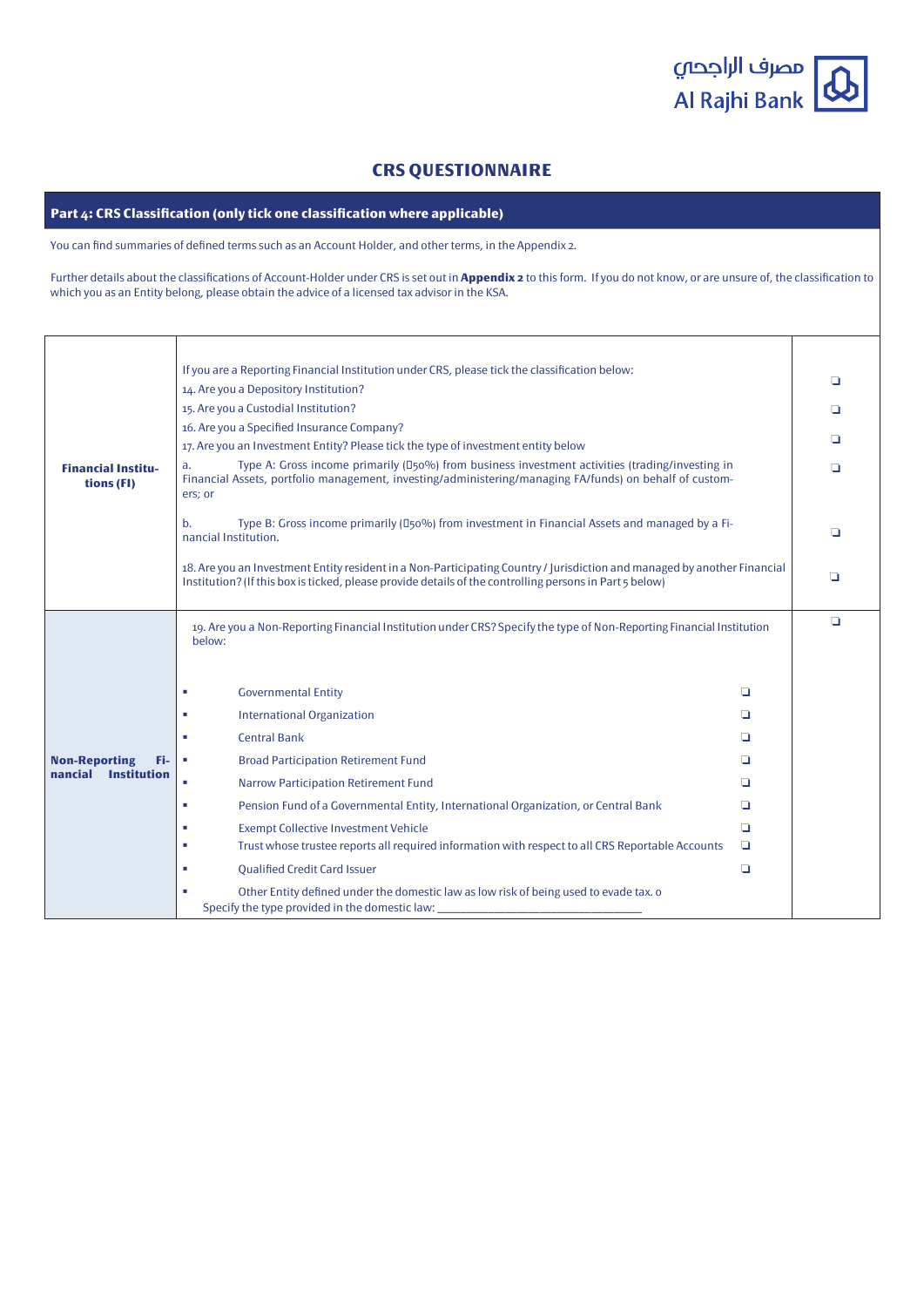# CRS QUESTIONNAIRE

## Part 4: CRS Classification (only tick one classification where applicable)

You can find summaries of defined terms such as an Account Holder, and other terms, in the Appendix 2.

Further details about the classifications of Account-Holder under CRS is set out in **Appendix 2** to this form. If you do not know, or are unsure of, the classification to which you as an Entity belong, please obtain the advice of a licensed tax advisor in the KSA.

| | | |
|---|---|---|
| **Financial Institutions (FI)** | If you are a Reporting Financial Institution under CRS, please tick the classification below: | |
| | 14. Are you a Depository Institution? | ❑ |
| | 15. Are you a Custodial Institution? | ❑ |
| | 16. Are you a Specified Insurance Company? | ❑ |
| | 17. Are you an Investment Entity? Please tick the type of investment entity below | |
| | a. Type A: Gross income primarily (≥50%) from business investment activities (trading/investing in Financial Assets, portfolio management, investing/administering/managing FA/funds) on behalf of customers; or | ❑ |
| | b. Type B: Gross income primarily (≥50%) from investment in Financial Assets and managed by a Financial Institution. | ❑ |
| | 18. Are you an Investment Entity resident in a Non-Participating Country / Jurisdiction and managed by another Financial Institution? (If this box is ticked, please provide details of the controlling persons in Part 5 below) | ❑ |
| **Non-Reporting Financial Institution** | 19. Are you a Non-Reporting Financial Institution under CRS? Specify the type of Non-Reporting Financial Institution below: | ❑ |
| | ▪ Governmental Entity ❑ | |
| | ▪ International Organization ❑ | |
| | ▪ Central Bank ❑ | |
| | ▪ Broad Participation Retirement Fund ❑ | |
| | ▪ Narrow Participation Retirement Fund ❑ | |
| | ▪ Pension Fund of a Governmental Entity, International Organization, or Central Bank ❑ | |
| | ▪ Exempt Collective Investment Vehicle ❑ | |
| | ▪ Trust whose trustee reports all required information with respect to all CRS Reportable Accounts ❑ | |
| | ▪ Qualified Credit Card Issuer ❑ | |
| | ▪ Other Entity defined under the domestic law as low risk of being used to evade tax. o<br>Specify the type provided in the domestic law: ___________________________ | |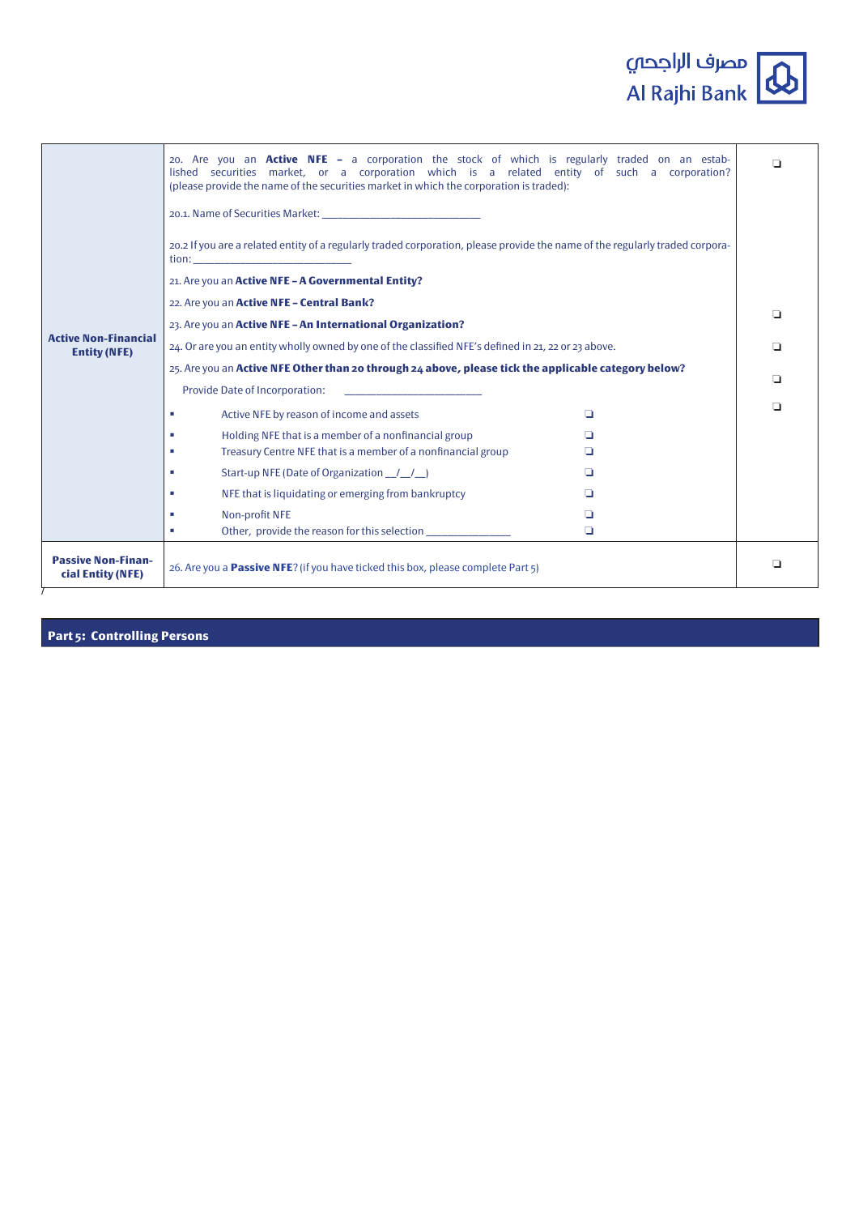| | | |
|---|---|---|
| **Active Non-Financial Entity (NFE)** | 20. Are you an **Active NFE** – a corporation the stock of which is regularly traded on an established securities market, or a corporation which is a related entity of such a corporation? (please provide the name of the securities market in which the corporation is traded):<br><br>20.1. Name of Securities Market: ___________________________<br><br>20.2 If you are a related entity of a regularly traded corporation, please provide the name of the regularly traded corporation: ___________________________ | ❑ |
| | 21. Are you an **Active NFE – A Governmental Entity?** | |
| | 22. Are you an **Active NFE – Central Bank?** | ❑ |
| | 23. Are you an **Active NFE – An International Organization?** | ❑ |
| | 24. Or are you an entity wholly owned by one of the classified NFE's defined in 21, 22 or 23 above. | ❑ |
| | 25. Are you an **Active NFE Other than 20 through 24 above, please tick the applicable category below?**<br><br>Provide Date of Incorporation: ______________________<br><br>▪ Active NFE by reason of income and assets ❑<br>▪ Holding NFE that is a member of a nonfinancial group ❑<br>▪ Treasury Centre NFE that is a member of a nonfinancial group ❑<br>▪ Start-up NFE (Date of Organization __/__/__) ❑<br>▪ NFE that is liquidating or emerging from bankruptcy ❑<br>▪ Non-profit NFE ❑<br>▪ Other, provide the reason for this selection ______________ ❑ | ❑ |
| **Passive Non-Financial Entity (NFE)** | 26. Are you a **Passive NFE**? (if you have ticked this box, please complete Part 5) | ❑ |

## Part 5: Controlling Persons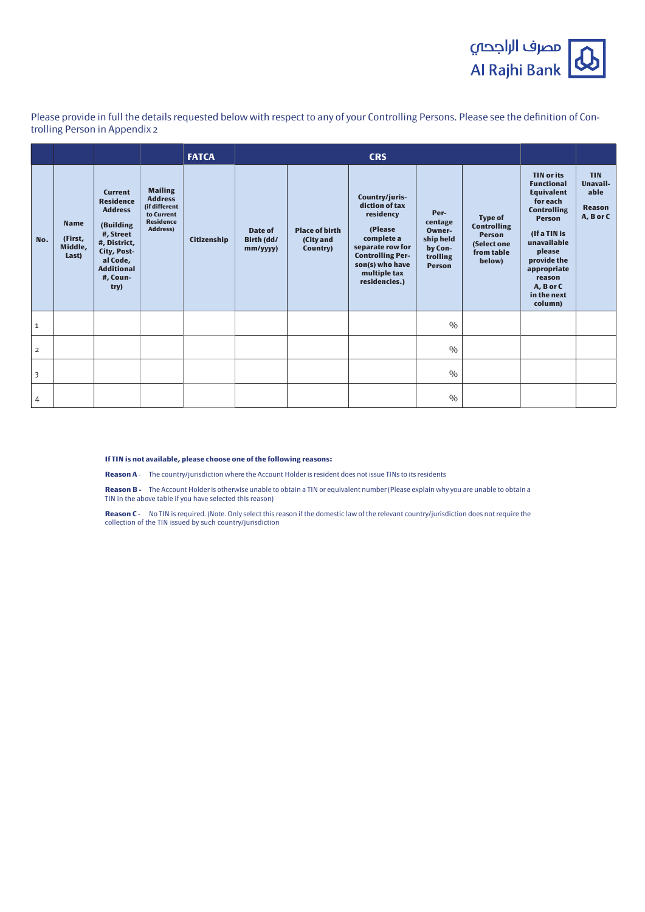Please provide in full the details requested below with respect to any of your Controlling Persons. Please see the definition of Controlling Person in Appendix 2

| | | | | FATCA | CRS | | | | | | |
|---|---|---|---|---|---|---|---|---|---|---|---|
| No. | Name (First, Middle, Last) | Current Residence Address (Building #, Street #, District, City, Postal Code, Additional #, Country) | Mailing Address (if different to Current Residence Address) | Citizenship | Date of Birth (dd/mm/yyyy) | Place of birth (City and Country) | Country/jurisdiction of tax residency (Please complete a separate row for Controlling Person(s) who have multiple tax residencies.) | Percentage Ownership held by Controlling Person | Type of Controlling Person (Select one from table below) | TIN or its Functional Equivalent for each Controlling Person (If a TIN is unavailable please provide the appropriate reason A, B or C in the next column) | TIN Unavailable Reason A, B or C |
| 1 | | | | | | | | % | | | |
| 2 | | | | | | | | % | | | |
| 3 | | | | | | | | % | | | |
| 4 | | | | | | | | % | | | |

**If TIN is not available, please choose one of the following reasons:**

**Reason A** - The country/jurisdiction where the Account Holder is resident does not issue TINs to its residents

**Reason B** - The Account Holder is otherwise unable to obtain a TIN or equivalent number (Please explain why you are unable to obtain a TIN in the above table if you have selected this reason)

**Reason C** - No TIN is required. (Note. Only select this reason if the domestic law of the relevant country/jurisdiction does not require the collection of the TIN issued by such country/jurisdiction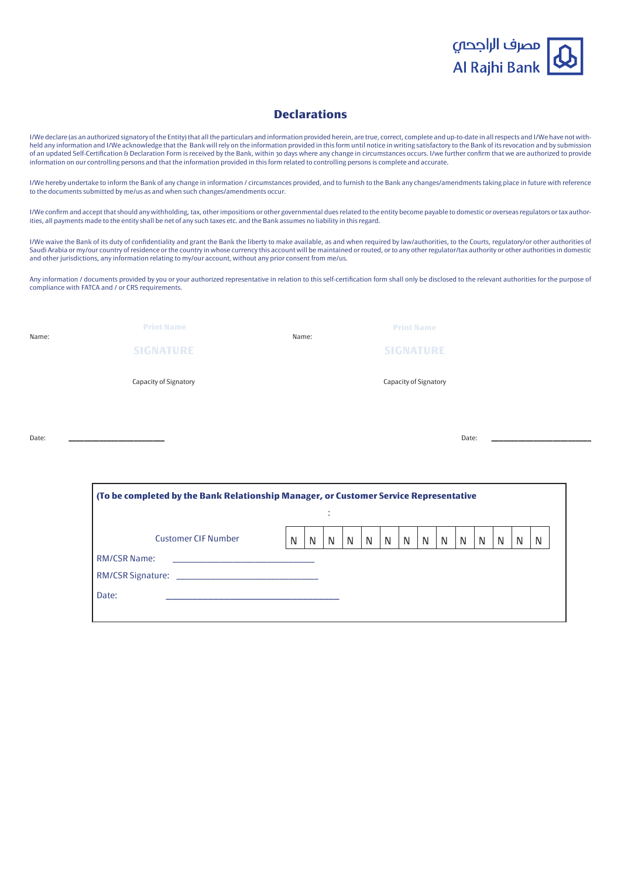مصرف الراجحي
Al Rajhi Bank

# Declarations

I/We declare (as an authorized signatory of the Entity) that all the particulars and information provided herein, are true, correct, complete and up-to-date in all respects and I/We have not withheld any information and I/We acknowledge that the Bank will rely on the information provided in this form until notice in writing satisfactory to the Bank of its revocation and by submission of an updated Self-Certification & Declaration Form is received by the Bank, within 30 days where any change in circumstances occurs. I/we further confirm that we are authorized to provide information on our controlling persons and that the information provided in this form related to controlling persons is complete and accurate.

I/We hereby undertake to inform the Bank of any change in information / circumstances provided, and to furnish to the Bank any changes/amendments taking place in future with reference to the documents submitted by me/us as and when such changes/amendments occur.

I/We confirm and accept that should any withholding, tax, other impositions or other governmental dues related to the entity become payable to domestic or overseas regulators or tax authorities, all payments made to the entity shall be net of any such taxes etc. and the Bank assumes no liability in this regard.

I/We waive the Bank of its duty of confidentiality and grant the Bank the liberty to make available, as and when required by law/authorities, to the Courts, regulatory/or other authorities of Saudi Arabia or my/our country of residence or the country in whose currency this account will be maintained or routed, or to any other regulator/tax authority or other authorities in domestic and other jurisdictions, any information relating to my/our account, without any prior consent from me/us.

Any information / documents provided by you or your authorized representative in relation to this self-certification form shall only be disclosed to the relevant authorities for the purpose of compliance with FATCA and / or CRS requirements.

Name: Print Name

SIGNATURE

Capacity of Signatory

Name: Print Name

SIGNATURE

Capacity of Signatory

Date: ____________________

Date: ____________________

**(To be completed by the Bank Relationship Manager, or Customer Service Representative**

:

| Customer CIF Number | N | N | N | N | N | N | N | N | N | N | N | N | N | N |
|---|---|---|---|---|---|---|---|---|---|---|---|---|---|---|

RM/CSR Name: ______________________________

RM/CSR Signature: ______________________________

Date: ______________________________________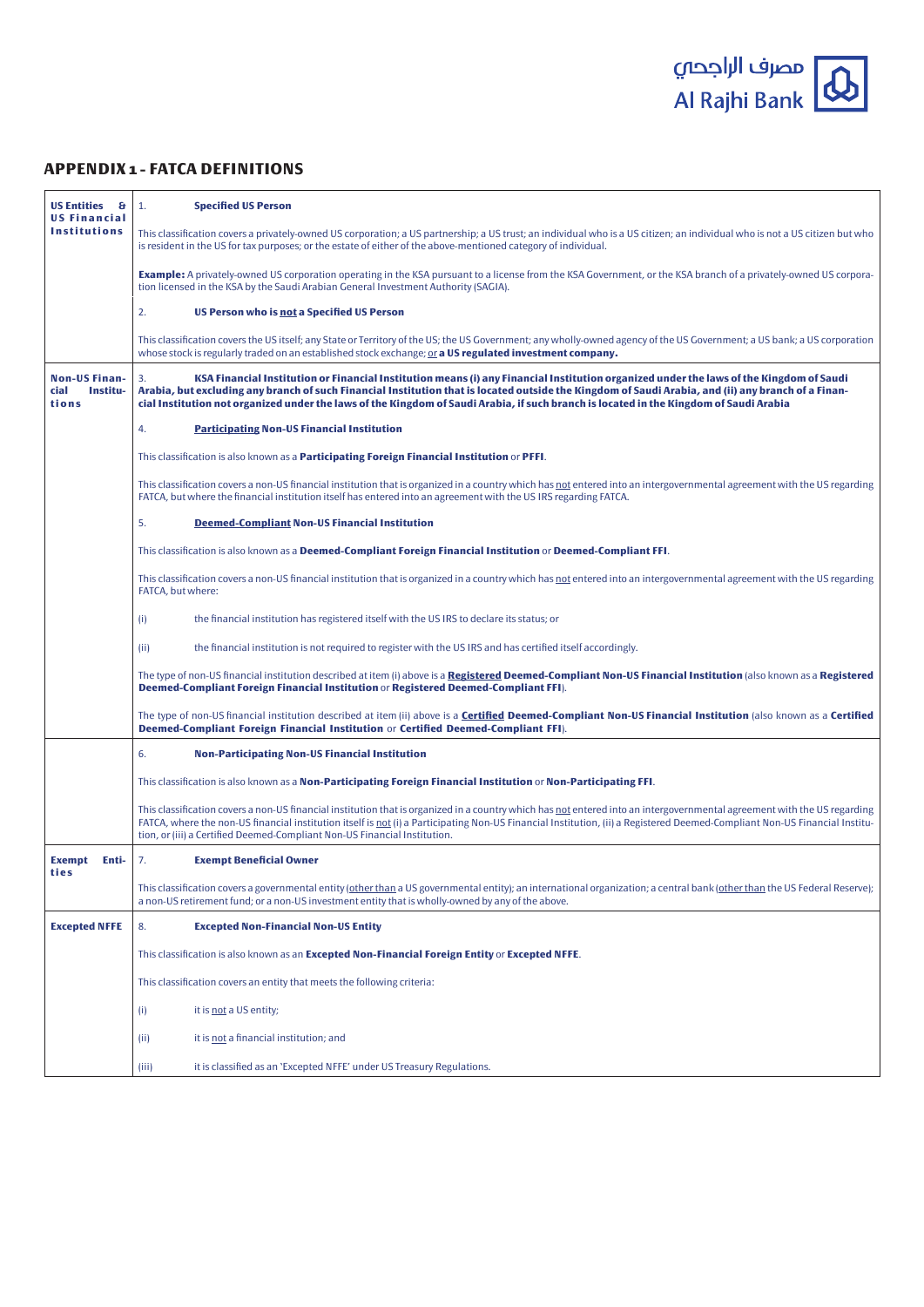# APPENDIX 1 - FATCA DEFINITIONS

| | |
|---|---|
| **US Entities & US Financial Institutions** | 1. **Specified US Person**<br><br>This classification covers a privately-owned US corporation; a US partnership; a US trust; an individual who is a US citizen; an individual who is not a US citizen but who is resident in the US for tax purposes; or the estate of either of the above-mentioned category of individual.<br><br>**Example:** A privately-owned US corporation operating in the KSA pursuant to a license from the KSA Government, or the KSA branch of a privately-owned US corporation licensed in the KSA by the Saudi Arabian General Investment Authority (SAGIA).<br><br>2. **US Person who is <u>not</u> a Specified US Person**<br><br>This classification covers the US itself; any State or Territory of the US; the US Government; any wholly-owned agency of the US Government; a US bank; a US corporation whose stock is regularly traded on an established stock exchange; <u>or</u> **a US regulated investment company.** |
| **Non-US Financial Institutions** | 3. **KSA Financial Institution or Financial Institution means (i) any Financial Institution organized under the laws of the Kingdom of Saudi Arabia, but excluding any branch of such Financial Institution that is located outside the Kingdom of Saudi Arabia, and (ii) any branch of a Financial Institution not organized under the laws of the Kingdom of Saudi Arabia, if such branch is located in the Kingdom of Saudi Arabia**<br><br>4. **<u>Participating</u> Non-US Financial Institution**<br><br>This classification is also known as a **Participating Foreign Financial Institution** or **PFFI**.<br><br>This classification covers a non-US financial institution that is organized in a country which has <u>not</u> entered into an intergovernmental agreement with the US regarding FATCA, but where the financial institution itself has entered into an agreement with the US IRS regarding FATCA.<br><br>5. **<u>Deemed-Compliant</u> Non-US Financial Institution**<br><br>This classification is also known as a **Deemed-Compliant Foreign Financial Institution** or **Deemed-Compliant FFI**.<br><br>This classification covers a non-US financial institution that is organized in a country which has <u>not</u> entered into an intergovernmental agreement with the US regarding FATCA, but where:<br><br>(i) the financial institution has registered itself with the US IRS to declare its status; or<br><br>(ii) the financial institution is not required to register with the US IRS and has certified itself accordingly.<br><br>The type of non-US financial institution described at item (i) above is a **<u>Registered</u> Deemed-Compliant Non-US Financial Institution** (also known as a **Registered Deemed-Compliant Foreign Financial Institution** or **Registered Deemed-Compliant FFI**).<br><br>The type of non-US financial institution described at item (ii) above is a **<u>Certified</u> Deemed-Compliant Non-US Financial Institution** (also known as a **Certified Deemed-Compliant Foreign Financial Institution** or **Certified Deemed-Compliant FFI**). |
| | 6. **Non-Participating Non-US Financial Institution**<br><br>This classification is also known as a **Non-Participating Foreign Financial Institution** or **Non-Participating FFI**.<br><br>This classification covers a non-US financial institution that is organized in a country which has <u>not</u> entered into an intergovernmental agreement with the US regarding FATCA, where the non-US financial institution itself is <u>not</u> (i) a Participating Non-US Financial Institution, (ii) a Registered Deemed-Compliant Non-US Financial Institution, or (iii) a Certified Deemed-Compliant Non-US Financial Institution. |
| **Exempt Entities** | 7. **Exempt Beneficial Owner**<br><br>This classification covers a governmental entity (<u>other than</u> a US governmental entity); an international organization; a central bank (<u>other than</u> the US Federal Reserve); a non-US retirement fund; or a non-US investment entity that is wholly-owned by any of the above. |
| **Excepted NFFE** | 8. **Excepted Non-Financial Non-US Entity**<br><br>This classification is also known as an **Excepted Non-Financial Foreign Entity** or **Excepted NFFE**.<br><br>This classification covers an entity that meets the following criteria:<br><br>(i) it is <u>not</u> a US entity;<br><br>(ii) it is <u>not</u> a financial institution; and<br><br>(iii) it is classified as an 'Excepted NFFE' under US Treasury Regulations. |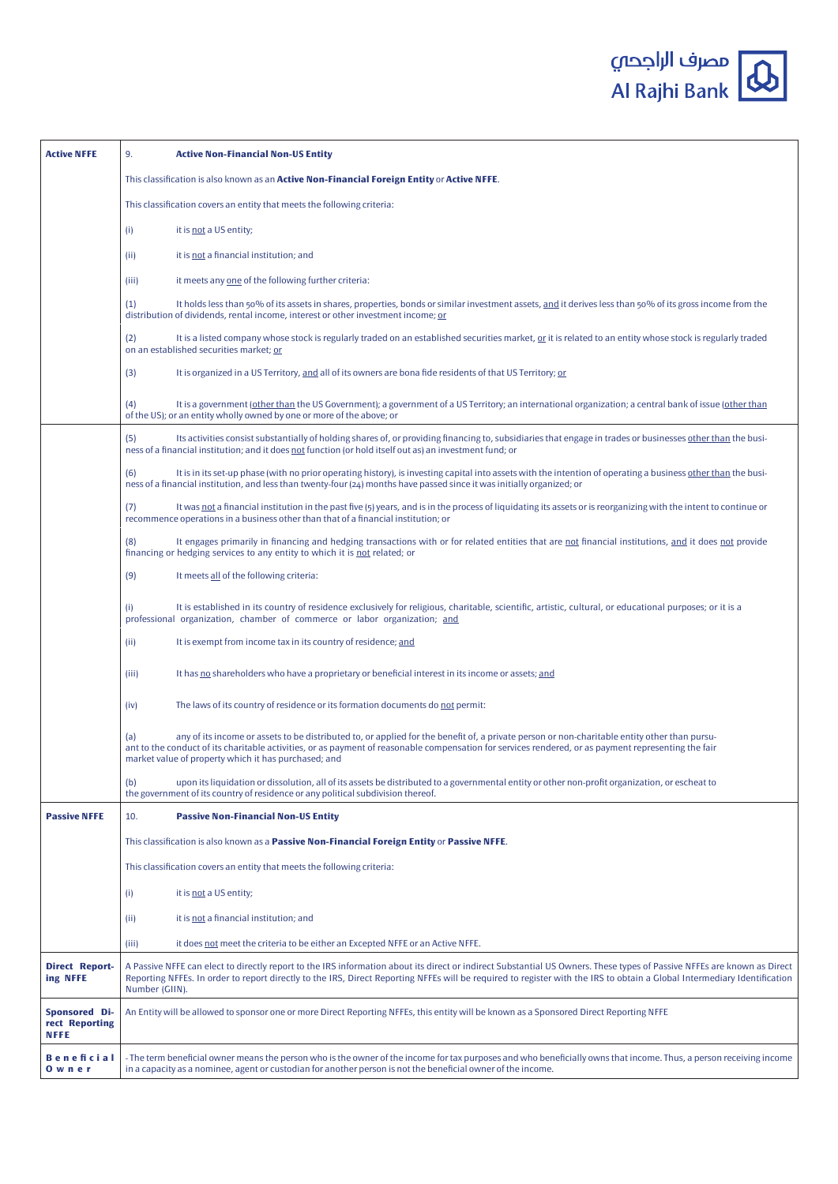| | |
|---|---|
| **Active NFFE** | 9. **Active Non-Financial Non-US Entity**<br><br>This classification is also known as an **Active Non-Financial Foreign Entity** or **Active NFFE**.<br><br>This classification covers an entity that meets the following criteria:<br><br>(i) it is not a US entity;<br><br>(ii) it is not a financial institution; and<br><br>(iii) it meets any one of the following further criteria:<br><br>(1) It holds less than 50% of its assets in shares, properties, bonds or similar investment assets, and it derives less than 50% of its gross income from the distribution of dividends, rental income, interest or other investment income; or<br><br>(2) It is a listed company whose stock is regularly traded on an established securities market, or it is related to an entity whose stock is regularly traded on an established securities market; or<br><br>(3) It is organized in a US Territory, and all of its owners are bona fide residents of that US Territory; or<br><br>(4) It is a government (other than the US Government); a government of a US Territory; an international organization; a central bank of issue (other than of the US); or an entity wholly owned by one or more of the above; or |
| | (5) Its activities consist substantially of holding shares of, or providing financing to, subsidiaries that engage in trades or businesses other than the business of a financial institution; and it does not function (or hold itself out) as an investment fund; or<br><br>(6) It is in its set-up phase (with no prior operating history), is investing capital into assets with the intention of operating a business other than the business of a financial institution, and less than twenty-four (24) months have passed since it was initially organized; or<br><br>(7) It was not a financial institution in the past five (5) years, and is in the process of liquidating its assets or is reorganizing with the intent to continue or recommence operations in a business other than that of a financial institution; or<br><br>(8) It engages primarily in financing and hedging transactions with or for related entities that are not financial institutions, and it does not provide financing or hedging services to any entity to which it is not related; or<br><br>(9) It meets all of the following criteria:<br><br>(i) It is established in its country of residence exclusively for religious, charitable, scientific, artistic, cultural, or educational purposes; or it is a professional organization, chamber of commerce or labor organization; and<br><br>(ii) It is exempt from income tax in its country of residence; and<br><br>(iii) It has no shareholders who have a proprietary or beneficial interest in its income or assets; and<br><br>(iv) The laws of its country of residence or its formation documents do not permit:<br><br>(a) any of its income or assets to be distributed to, or applied for the benefit of, a private person or non-charitable entity other than pursuant to the conduct of its charitable activities, or as payment of reasonable compensation for services rendered, or as payment representing the fair market value of property which it has purchased; and<br><br>(b) upon its liquidation or dissolution, all of its assets be distributed to a governmental entity or other non-profit organization, or escheat to the government of its country of residence or any political subdivision thereof. |
| **Passive NFFE** | 10. **Passive Non-Financial Non-US Entity**<br><br>This classification is also known as a **Passive Non-Financial Foreign Entity** or **Passive NFFE**.<br><br>This classification covers an entity that meets the following criteria:<br><br>(i) it is not a US entity;<br><br>(ii) it is not a financial institution; and<br><br>(iii) it does not meet the criteria to be either an Excepted NFFE or an Active NFFE. |
| **Direct Reporting NFFE** | A Passive NFFE can elect to directly report to the IRS information about its direct or indirect Substantial US Owners. These types of Passive NFFEs are known as Direct Reporting NFFEs. In order to report directly to the IRS, Direct Reporting NFFEs will be required to register with the IRS to obtain a Global Intermediary Identification Number (GIIN). |
| **Sponsored Direct Reporting NFFE** | An Entity will be allowed to sponsor one or more Direct Reporting NFFEs, this entity will be known as a Sponsored Direct Reporting NFFE |
| **Beneficial Owner** | - The term beneficial owner means the person who is the owner of the income for tax purposes and who beneficially owns that income. Thus, a person receiving income in a capacity as a nominee, agent or custodian for another person is not the beneficial owner of the income. |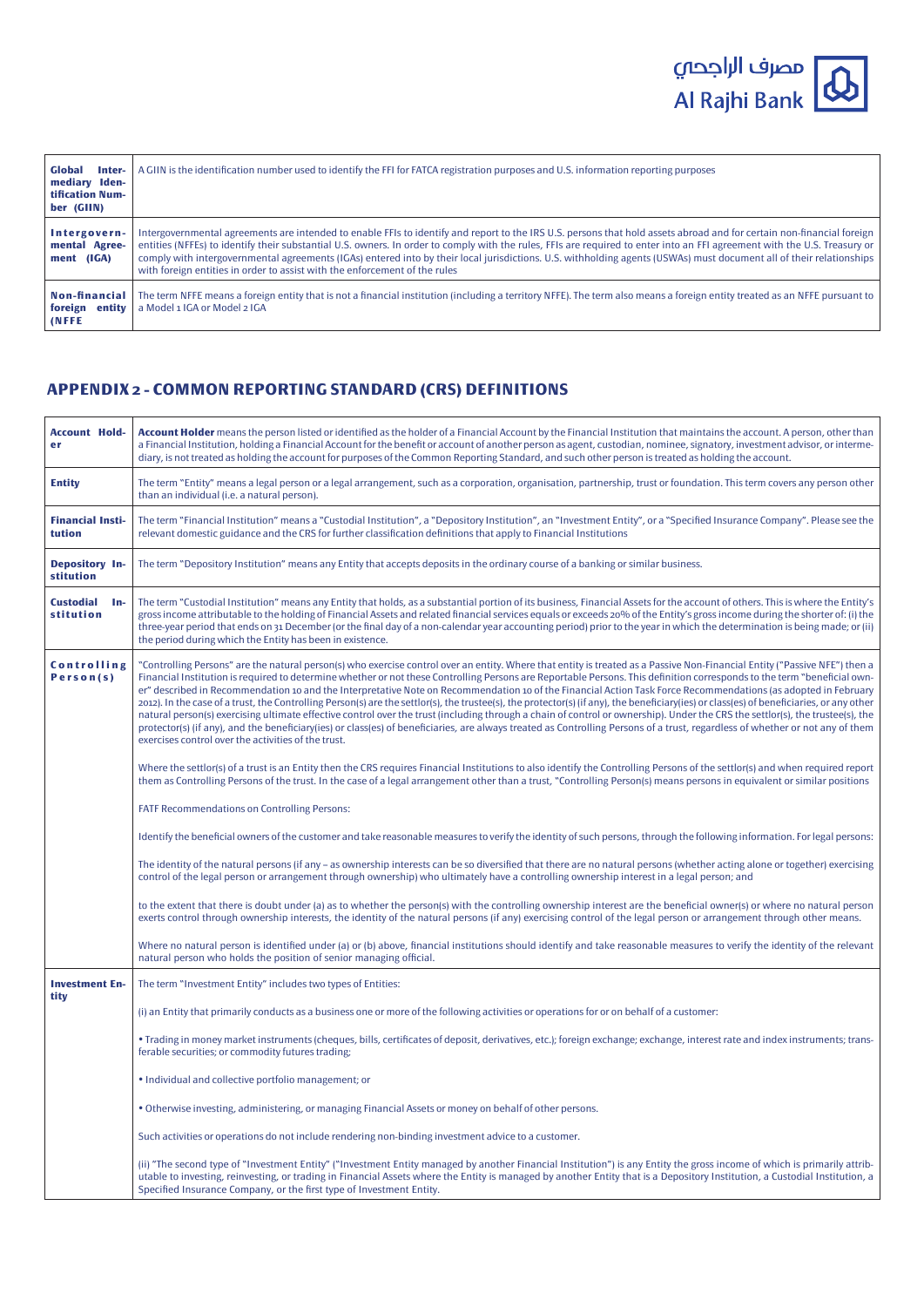| | |
|---|---|
| **Global Intermediary Identification Number (GIIN)** | A GIIN is the identification number used to identify the FFI for FATCA registration purposes and U.S. information reporting purposes |
| **Intergovernmental Agreement (IGA)** | Intergovernmental agreements are intended to enable FFIs to identify and report to the IRS U.S. persons that hold assets abroad and for certain non-financial foreign entities (NFFEs) to identify their substantial U.S. owners. In order to comply with the rules, FFIs are required to enter into an FFI agreement with the U.S. Treasury or comply with intergovernmental agreements (IGAs) entered into by their local jurisdictions. U.S. withholding agents (USWAs) must document all of their relationships with foreign entities in order to assist with the enforcement of the rules |
| **Non-financial foreign entity (NFFE** | The term NFFE means a foreign entity that is not a financial institution (including a territory NFFE). The term also means a foreign entity treated as an NFFE pursuant to a Model 1 IGA or Model 2 IGA |

## APPENDIX 2 - COMMON REPORTING STANDARD (CRS) DEFINITIONS

| | |
|---|---|
| **Account Holder** | **Account Holder** means the person listed or identified as the holder of a Financial Account by the Financial Institution that maintains the account. A person, other than a Financial Institution, holding a Financial Account for the benefit or account of another person as agent, custodian, nominee, signatory, investment advisor, or intermediary, is not treated as holding the account for purposes of the Common Reporting Standard, and such other person is treated as holding the account. |
| **Entity** | The term "Entity" means a legal person or a legal arrangement, such as a corporation, organisation, partnership, trust or foundation. This term covers any person other than an individual (i.e. a natural person). |
| **Financial Institution** | The term "Financial Institution" means a "Custodial Institution", a "Depository Institution", an "Investment Entity", or a "Specified Insurance Company". Please see the relevant domestic guidance and the CRS for further classification definitions that apply to Financial Institutions |
| **Depository Institution** | The term "Depository Institution" means any Entity that accepts deposits in the ordinary course of a banking or similar business. |
| **Custodial Institution** | The term "Custodial Institution" means any Entity that holds, as a substantial portion of its business, Financial Assets for the account of others. This is where the Entity's gross income attributable to the holding of Financial Assets and related financial services equals or exceeds 20% of the Entity's gross income during the shorter of: (i) the three-year period that ends on 31 December (or the final day of a non-calendar year accounting period) prior to the year in which the determination is being made; or (ii) the period during which the Entity has been in existence. |
| **Controlling Person(s)** | "Controlling Persons" are the natural person(s) who exercise control over an entity. Where that entity is treated as a Passive Non-Financial Entity ("Passive NFE") then a Financial Institution is required to determine whether or not these Controlling Persons are Reportable Persons. This definition corresponds to the term "beneficial owner" described in Recommendation 10 and the Interpretative Note on Recommendation 10 of the Financial Action Task Force Recommendations (as adopted in February 2012). In the case of a trust, the Controlling Person(s) are the settlor(s), the trustee(s), the protector(s) (if any), the beneficiary(ies) or class(es) of beneficiaries, or any other natural person(s) exercising ultimate effective control over the trust (including through a chain of control or ownership). Under the CRS the settlor(s), the trustee(s), the protector(s) (if any), and the beneficiary(ies) or class(es) of beneficiaries, are always treated as Controlling Persons of a trust, regardless of whether or not any of them exercises control over the activities of the trust.<br><br>Where the settlor(s) of a trust is an Entity then the CRS requires Financial Institutions to also identify the Controlling Persons of the settlor(s) and when required report them as Controlling Persons of the trust. In the case of a legal arrangement other than a trust, "Controlling Person(s) means persons in equivalent or similar positions<br><br>FATF Recommendations on Controlling Persons:<br><br>Identify the beneficial owners of the customer and take reasonable measures to verify the identity of such persons, through the following information. For legal persons:<br><br>The identity of the natural persons (if any – as ownership interests can be so diversified that there are no natural persons (whether acting alone or together) exercising control of the legal person or arrangement through ownership) who ultimately have a controlling ownership interest in a legal person; and<br><br>to the extent that there is doubt under (a) as to whether the person(s) with the controlling ownership interest are the beneficial owner(s) or where no natural person exerts control through ownership interests, the identity of the natural persons (if any) exercising control of the legal person or arrangement through other means.<br><br>Where no natural person is identified under (a) or (b) above, financial institutions should identify and take reasonable measures to verify the identity of the relevant natural person who holds the position of senior managing official. |
| **Investment Entity** | The term "Investment Entity" includes two types of Entities:<br><br>(i) an Entity that primarily conducts as a business one or more of the following activities or operations for or on behalf of a customer:<br><br>• Trading in money market instruments (cheques, bills, certificates of deposit, derivatives, etc.); foreign exchange; exchange, interest rate and index instruments; transferable securities; or commodity futures trading;<br><br>• Individual and collective portfolio management; or<br><br>• Otherwise investing, administering, or managing Financial Assets or money on behalf of other persons.<br><br>Such activities or operations do not include rendering non-binding investment advice to a customer.<br><br>(ii) "The second type of "Investment Entity" ("Investment Entity managed by another Financial Institution") is any Entity the gross income of which is primarily attributable to investing, reinvesting, or trading in Financial Assets where the Entity is managed by another Entity that is a Depository Institution, a Custodial Institution, a Specified Insurance Company, or the first type of Investment Entity. |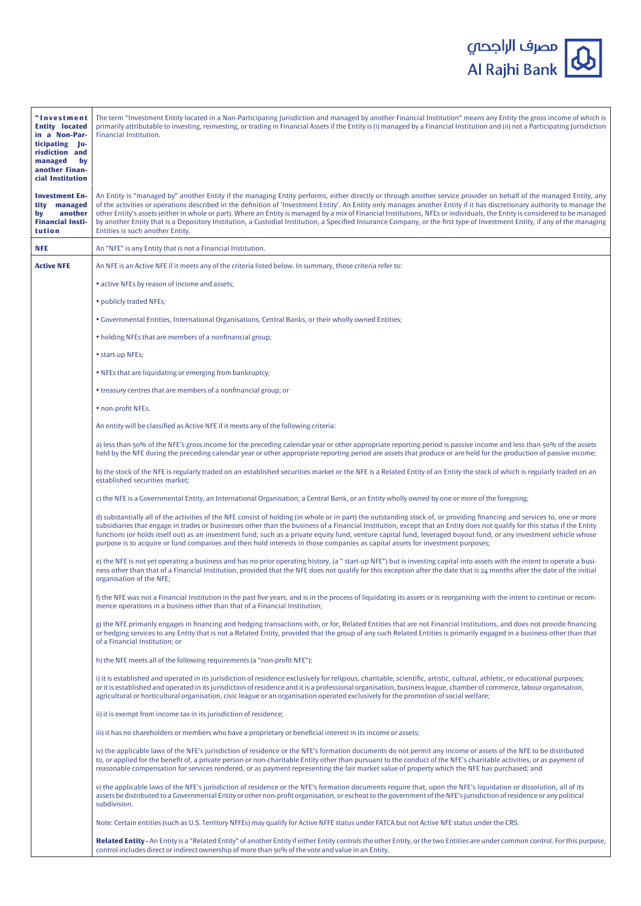| | |
|---|---|
| **"Investment Entity located in a Non-Participating Jurisdiction and managed by another Financial Institution** | The term "Investment Entity located in a Non-Participating Jurisdiction and managed by another Financial Institution" means any Entity the gross income of which is primarily attributable to investing, reinvesting, or trading in Financial Assets if the Entity is (i) managed by a Financial Institution and (ii) not a Participating Jurisdiction Financial Institution. |
| **Investment Entity managed by another Financial Institution** | An Entity is "managed by" another Entity if the managing Entity performs, either directly or through another service provider on behalf of the managed Entity, any of the activities or operations described in the definition of 'Investment Entity'. An Entity only manages another Entity if it has discretionary authority to manage the other Entity's assets (either in whole or part). Where an Entity is managed by a mix of Financial Institutions, NFEs or individuals, the Entity is considered to be managed by another Entity that is a Depository Institution, a Custodial Institution, a Specified Insurance Company, or the first type of Investment Entity, if any of the managing Entities is such another Entity. |
| **NFE** | An "NFE" is any Entity that is not a Financial Institution. |
| **Active NFE** | An NFE is an Active NFE if it meets any of the criteria listed below. In summary, those criteria refer to:<br><br>• active NFEs by reason of income and assets;<br><br>• publicly traded NFEs;<br><br>• Governmental Entities, International Organisations, Central Banks, or their wholly owned Entities;<br><br>• holding NFEs that are members of a nonfinancial group;<br><br>• start-up NFEs;<br><br>• NFEs that are liquidating or emerging from bankruptcy;<br><br>• treasury centres that are members of a nonfinancial group; or<br><br>• non-profit NFEs.<br><br>An entity will be classified as Active NFE if it meets any of the following criteria:<br><br>a) less than 50% of the NFE's gross income for the preceding calendar year or other appropriate reporting period is passive income and less than 50% of the assets held by the NFE during the preceding calendar year or other appropriate reporting period are assets that produce or are held for the production of passive income;<br><br>b) the stock of the NFE is regularly traded on an established securities market or the NFE is a Related Entity of an Entity the stock of which is regularly traded on an established securities market;<br><br>c) the NFE is a Governmental Entity, an International Organisation, a Central Bank, or an Entity wholly owned by one or more of the foregoing;<br><br>d) substantially all of the activities of the NFE consist of holding (in whole or in part) the outstanding stock of, or providing financing and services to, one or more subsidiaries that engage in trades or businesses other than the business of a Financial Institution, except that an Entity does not qualify for this status if the Entity functions (or holds itself out) as an investment fund, such as a private equity fund, venture capital fund, leveraged buyout fund, or any investment vehicle whose purpose is to acquire or fund companies and then hold interests in those companies as capital assets for investment purposes;<br><br>e) the NFE is not yet operating a business and has no prior operating history, (a " start-up NFE") but is investing capital into assets with the intent to operate a business other than that of a Financial Institution, provided that the NFE does not qualify for this exception after the date that is 24 months after the date of the initial organisation of the NFE;<br><br>f) the NFE was not a Financial Institution in the past five years, and is in the process of liquidating its assets or is reorganising with the intent to continue or recommence operations in a business other than that of a Financial Institution;<br><br>g) the NFE primarily engages in financing and hedging transactions with, or for, Related Entities that are not Financial Institutions, and does not provide financing or hedging services to any Entity that is not a Related Entity, provided that the group of any such Related Entities is primarily engaged in a business other than that of a Financial Institution; or<br><br>h) the NFE meets all of the following requirements (a "non-profit NFE"):<br><br>i) it is established and operated in its jurisdiction of residence exclusively for religious, charitable, scientific, artistic, cultural, athletic, or educational purposes; or it is established and operated in its jurisdiction of residence and it is a professional organisation, business league, chamber of commerce, labour organisation, agricultural or horticultural organisation, civic league or an organisation operated exclusively for the promotion of social welfare;<br><br>ii) it is exempt from income tax in its jurisdiction of residence;<br><br>iii) it has no shareholders or members who have a proprietary or beneficial interest in its income or assets;<br><br>iv) the applicable laws of the NFE's jurisdiction of residence or the NFE's formation documents do not permit any income or assets of the NFE to be distributed to, or applied for the benefit of, a private person or non-charitable Entity other than pursuant to the conduct of the NFE's charitable activities, or as payment of reasonable compensation for services rendered, or as payment representing the fair market value of property which the NFE has purchased; and<br><br>v) the applicable laws of the NFE's jurisdiction of residence or the NFE's formation documents require that, upon the NFE's liquidation or dissolution, all of its assets be distributed to a Governmental Entity or other non-profit organisation, or escheat to the government of the NFE's jurisdiction of residence or any political subdivision.<br><br>Note: Certain entities (such as U.S. Territory NFFEs) may qualify for Active NFFE status under FATCA but not Active NFE status under the CRS.<br><br>**Related Entity -** An Entity is a "Related Entity" of another Entity if either Entity controls the other Entity, or the two Entities are under common control. For this purpose, control includes direct or indirect ownership of more than 50% of the vote and value in an Entity. |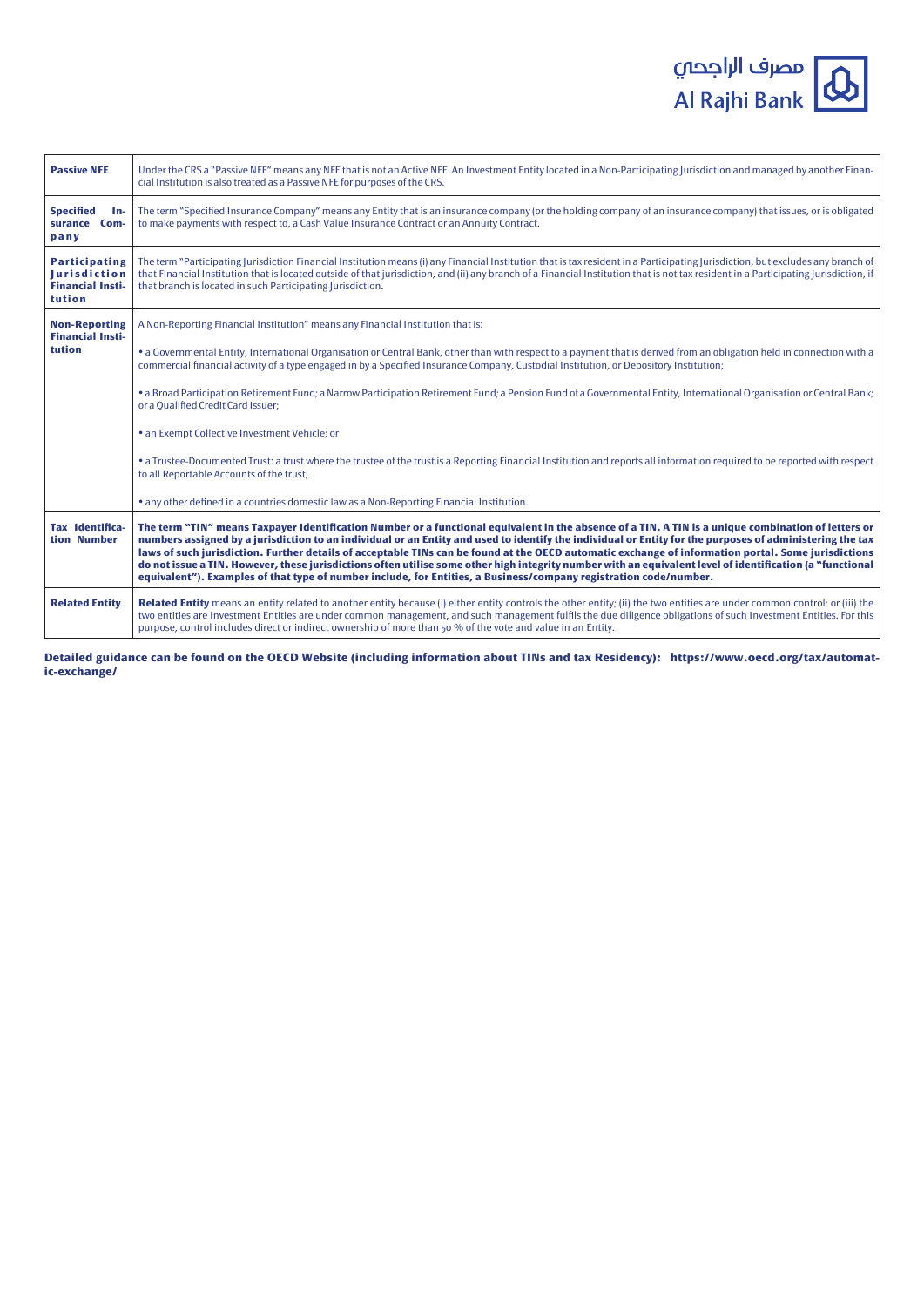مصرف الراجحي
Al Rajhi Bank

| | |
|---|---|
| **Passive NFE** | Under the CRS a "Passive NFE" means any NFE that is not an Active NFE. An Investment Entity located in a Non-Participating Jurisdiction and managed by another Financial Institution is also treated as a Passive NFE for purposes of the CRS. |
| **Specified Insurance Company** | The term "Specified Insurance Company" means any Entity that is an insurance company (or the holding company of an insurance company) that issues, or is obligated to make payments with respect to, a Cash Value Insurance Contract or an Annuity Contract. |
| **Participating Jurisdiction Financial Institution** | The term "Participating Jurisdiction Financial Institution means (i) any Financial Institution that is tax resident in a Participating Jurisdiction, but excludes any branch of that Financial Institution that is located outside of that jurisdiction, and (ii) any branch of a Financial Institution that is not tax resident in a Participating Jurisdiction, if that branch is located in such Participating Jurisdiction. |
| **Non-Reporting Financial Institution** | A Non-Reporting Financial Institution" means any Financial Institution that is:<br><br>• a Governmental Entity, International Organisation or Central Bank, other than with respect to a payment that is derived from an obligation held in connection with a commercial financial activity of a type engaged in by a Specified Insurance Company, Custodial Institution, or Depository Institution;<br><br>• a Broad Participation Retirement Fund; a Narrow Participation Retirement Fund; a Pension Fund of a Governmental Entity, International Organisation or Central Bank; or a Qualified Credit Card Issuer;<br><br>• an Exempt Collective Investment Vehicle; or<br><br>• a Trustee-Documented Trust: a trust where the trustee of the trust is a Reporting Financial Institution and reports all information required to be reported with respect to all Reportable Accounts of the trust;<br><br>• any other defined in a countries domestic law as a Non-Reporting Financial Institution. |
| **Tax Identification Number** | **The term "TIN" means Taxpayer Identification Number or a functional equivalent in the absence of a TIN. A TIN is a unique combination of letters or numbers assigned by a jurisdiction to an individual or an Entity and used to identify the individual or Entity for the purposes of administering the tax laws of such jurisdiction. Further details of acceptable TINs can be found at the OECD automatic exchange of information portal. Some jurisdictions do not issue a TIN. However, these jurisdictions often utilise some other high integrity number with an equivalent level of identification (a "functional equivalent"). Examples of that type of number include, for Entities, a Business/company registration code/number.** |
| **Related Entity** | **Related Entity** means an entity related to another entity because (i) either entity controls the other entity; (ii) the two entities are under common control; or (iii) the two entities are Investment Entities are under common management, and such management fulfils the due diligence obligations of such Investment Entities. For this purpose, control includes direct or indirect ownership of more than 50 % of the vote and value in an Entity. |

**Detailed guidance can be found on the OECD Website (including information about TINs and tax Residency): https://www.oecd.org/tax/automatic-exchange/**